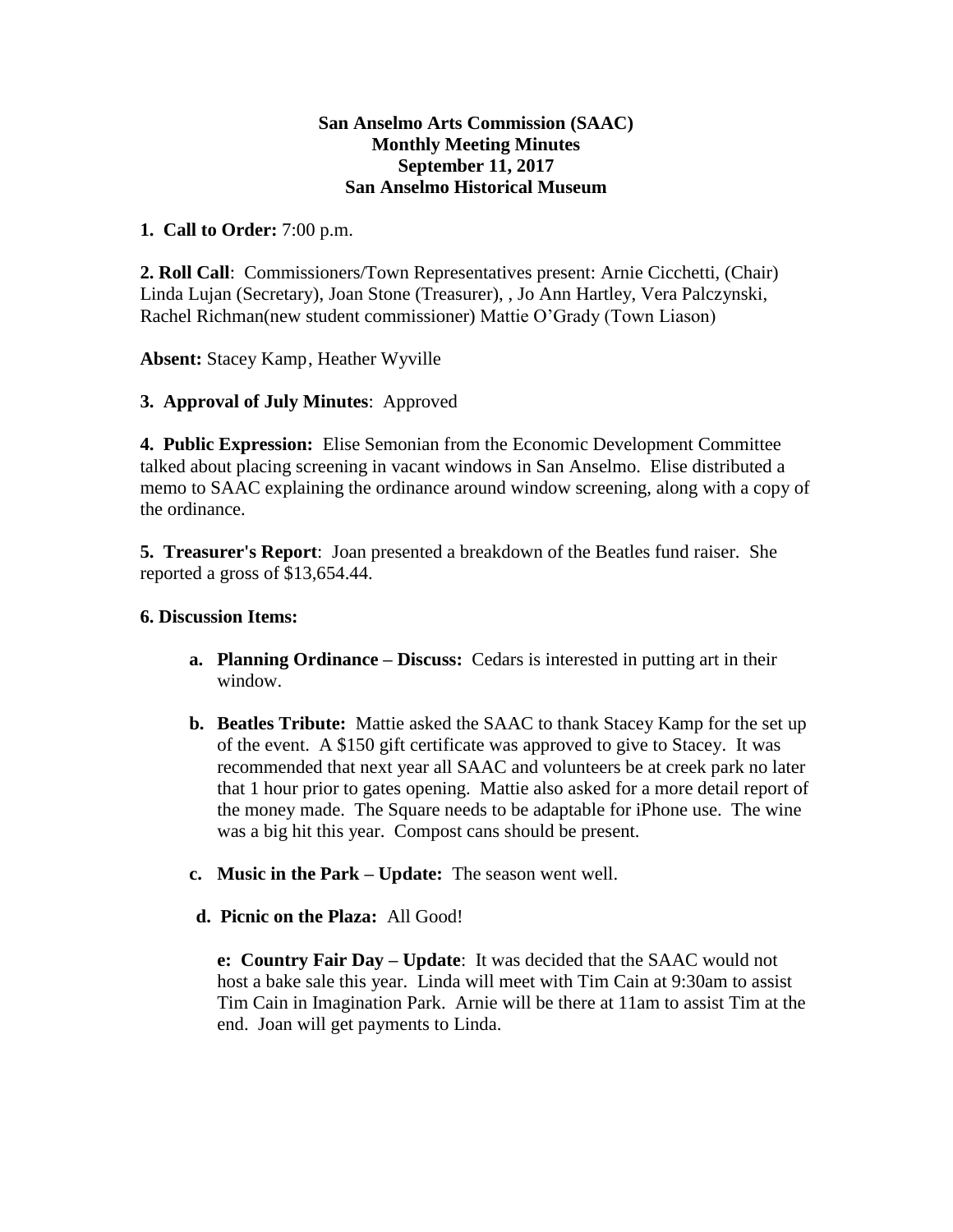**San Anselmo Arts Commission (SAAC)**
**Monthly Meeting Minutes**
**September 11, 2017**
**San Anselmo Historical Museum**

**1. Call to Order:** 7:00 p.m.

**2. Roll Call**: Commissioners/Town Representatives present: Arnie Cicchetti, (Chair) Linda Lujan (Secretary), Joan Stone (Treasurer), , Jo Ann Hartley, Vera Palczynski, Rachel Richman(new student commissioner) Mattie O'Grady (Town Liason)

**Absent:** Stacey Kamp, Heather Wyville

**3. Approval of July Minutes**: Approved

**4. Public Expression:** Elise Semonian from the Economic Development Committee talked about placing screening in vacant windows in San Anselmo. Elise distributed a memo to SAAC explaining the ordinance around window screening, along with a copy of the ordinance.

**5. Treasurer's Report**: Joan presented a breakdown of the Beatles fund raiser. She reported a gross of $13,654.44.

**6. Discussion Items:**

- **a. Planning Ordinance – Discuss:** Cedars is interested in putting art in their window.

- **b. Beatles Tribute:** Mattie asked the SAAC to thank Stacey Kamp for the set up of the event. A $150 gift certificate was approved to give to Stacey. It was recommended that next year all SAAC and volunteers be at creek park no later that 1 hour prior to gates opening. Mattie also asked for a more detail report of the money made. The Square needs to be adaptable for iPhone use. The wine was a big hit this year. Compost cans should be present.

- **c. Music in the Park – Update:** The season went well.

- **d. Picnic on the Plaza:** All Good!

- **e: Country Fair Day – Update**: It was decided that the SAAC would not host a bake sale this year. Linda will meet with Tim Cain at 9:30am to assist Tim Cain in Imagination Park. Arnie will be there at 11am to assist Tim at the end. Joan will get payments to Linda.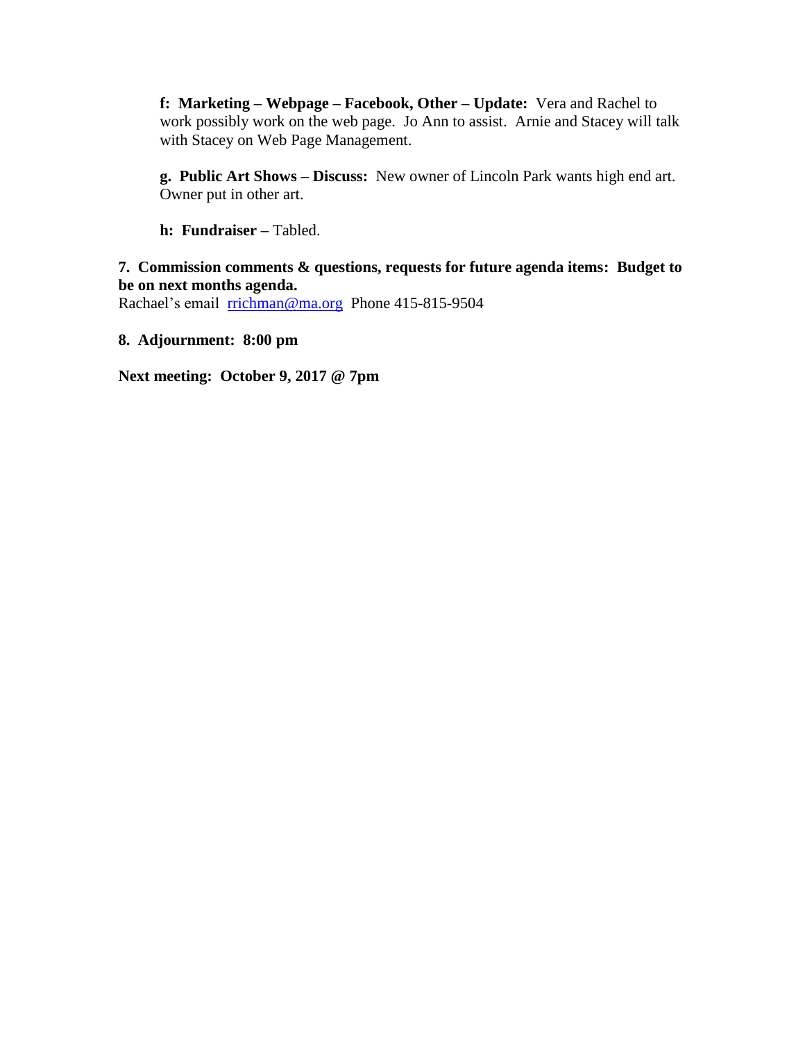**f: Marketing – Webpage – Facebook, Other – Update:** Vera and Rachel to work possibly work on the web page. Jo Ann to assist. Arnie and Stacey will talk with Stacey on Web Page Management.

**g. Public Art Shows – Discuss:** New owner of Lincoln Park wants high end art. Owner put in other art.

**h: Fundraiser –** Tabled.

**7. Commission comments & questions, requests for future agenda items: Budget to be on next months agenda.**

Rachael's email rrichman@ma.org Phone 415-815-9504

**8. Adjournment: 8:00 pm**

**Next meeting: October 9, 2017 @ 7pm**